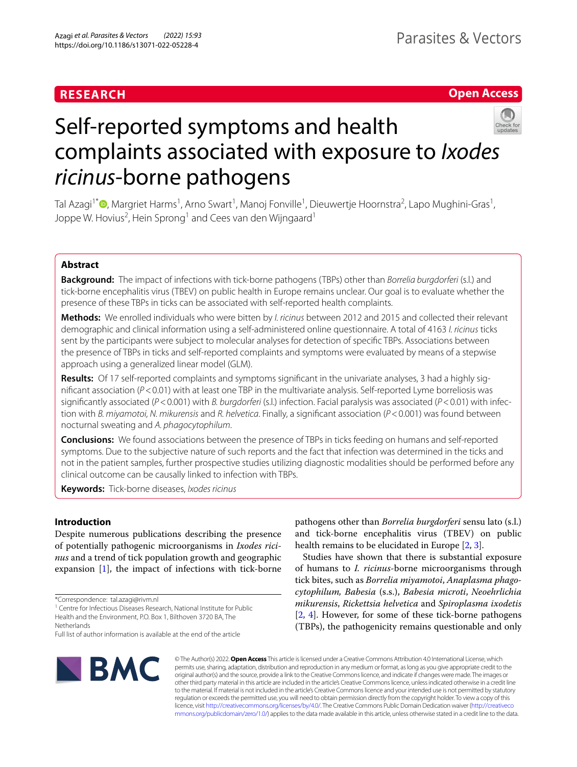RESEARCH

Open Access

# Self-reported symptoms and health complaints associated with exposure to *Ixodes ricinus*-borne pathogens

Tal Azagi[1*], Margriet Harms[1], Arno Swart[1], Manoj Fonville[1], Dieuwertje Hoornstra[2], Lapo Mughini-Gras[1], Joppe W. Hovius[2], Hein Sprong[1] and Cees van den Wijngaard[1]

## Abstract

**Background:** The impact of infections with tick-borne pathogens (TBPs) other than *Borrelia burgdorferi* (s.l.) and tick-borne encephalitis virus (TBEV) on public health in Europe remains unclear. Our goal is to evaluate whether the presence of these TBPs in ticks can be associated with self-reported health complaints.

**Methods:** We enrolled individuals who were bitten by *I. ricinus* between 2012 and 2015 and collected their relevant demographic and clinical information using a self-administered online questionnaire. A total of 4163 *I. ricinus* ticks sent by the participants were subject to molecular analyses for detection of specific TBPs. Associations between the presence of TBPs in ticks and self-reported complaints and symptoms were evaluated by means of a stepwise approach using a generalized linear model (GLM).

**Results:** Of 17 self-reported complaints and symptoms significant in the univariate analyses, 3 had a highly significant association ($P < 0.01$) with at least one TBP in the multivariate analysis. Self-reported Lyme borreliosis was significantly associated ($P < 0.001$) with *B. burgdorferi* (s.l.) infection. Facial paralysis was associated ($P < 0.01$) with infection with *B. miyamotoi, N. mikurensis* and *R. helvetica*. Finally, a significant association ($P < 0.001$) was found between nocturnal sweating and *A. phagocytophilum*.

**Conclusions:** We found associations between the presence of TBPs in ticks feeding on humans and self-reported symptoms. Due to the subjective nature of such reports and the fact that infection was determined in the ticks and not in the patient samples, further prospective studies utilizing diagnostic modalities should be performed before any clinical outcome can be causally linked to infection with TBPs.

**Keywords:** Tick-borne diseases, *Ixodes ricinus*

## Introduction

Despite numerous publications describing the presence of potentially pathogenic microorganisms in *Ixodes ricinus* and a trend of tick population growth and geographic expansion [1], the impact of infections with tick-borne pathogens other than *Borrelia burgdorferi* sensu lato (s.l.) and tick-borne encephalitis virus (TBEV) on public health remains to be elucidated in Europe [2, 3].

Studies have shown that there is substantial exposure of humans to *I. ricinus*-borne microorganisms through tick bites, such as *Borrelia miyamotoi*, *Anaplasma phagocytophilum*, *Babesia* (s.s.), *Babesia microti*, *Neoehrlichia mikurensis*, *Rickettsia helvetica* and *Spiroplasma ixodetis* [2, 4]. However, for some of these tick-borne pathogens (TBPs), the pathogenicity remains questionable and only

*Correspondence: tal.azagi@rivm.nl

[1] Centre for Infectious Diseases Research, National Institute for Public Health and the Environment, P.O. Box 1, Bilthoven 3720 BA, The Netherlands

Full list of author information is available at the end of the article

© The Author(s) 2022. **Open Access** This article is licensed under a Creative Commons Attribution 4.0 International License, which permits use, sharing, adaptation, distribution and reproduction in any medium or format, as long as you give appropriate credit to the original author(s) and the source, provide a link to the Creative Commons licence, and indicate if changes were made. The images or other third party material in this article are included in the article's Creative Commons licence, unless indicated otherwise in a credit line to the material. If material is not included in the article's Creative Commons licence and your intended use is not permitted by statutory regulation or exceeds the permitted use, you will need to obtain permission directly from the copyright holder. To view a copy of this licence, visit http://creativecommons.org/licenses/by/4.0/. The Creative Commons Public Domain Dedication waiver (http://creativecommons.org/publicdomain/zero/1.0/) applies to the data made available in this article, unless otherwise stated in a credit line to the data.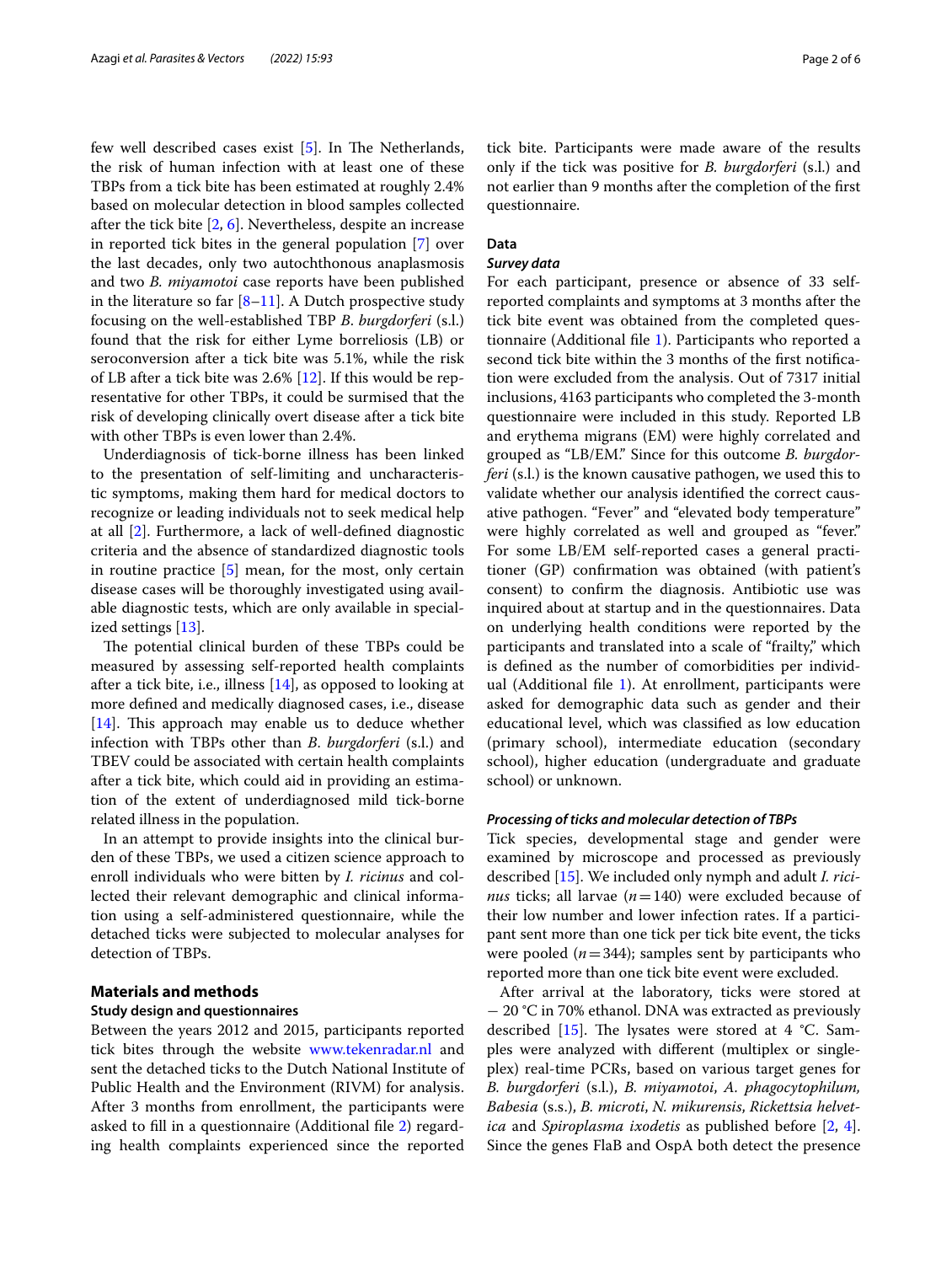few well described cases exist [5]. In The Netherlands, the risk of human infection with at least one of these TBPs from a tick bite has been estimated at roughly 2.4% based on molecular detection in blood samples collected after the tick bite [2, 6]. Nevertheless, despite an increase in reported tick bites in the general population [7] over the last decades, only two autochthonous anaplasmosis and two *B. miyamotoi* case reports have been published in the literature so far [8–11]. A Dutch prospective study focusing on the well-established TBP *B. burgdorferi* (s.l.) found that the risk for either Lyme borreliosis (LB) or seroconversion after a tick bite was 5.1%, while the risk of LB after a tick bite was 2.6% [12]. If this would be representative for other TBPs, it could be surmised that the risk of developing clinically overt disease after a tick bite with other TBPs is even lower than 2.4%.

Underdiagnosis of tick-borne illness has been linked to the presentation of self-limiting and uncharacteristic symptoms, making them hard for medical doctors to recognize or leading individuals not to seek medical help at all [2]. Furthermore, a lack of well-defined diagnostic criteria and the absence of standardized diagnostic tools in routine practice [5] mean, for the most, only certain disease cases will be thoroughly investigated using available diagnostic tests, which are only available in specialized settings [13].

The potential clinical burden of these TBPs could be measured by assessing self-reported health complaints after a tick bite, i.e., illness [14], as opposed to looking at more defined and medically diagnosed cases, i.e., disease [14]. This approach may enable us to deduce whether infection with TBPs other than *B. burgdorferi* (s.l.) and TBEV could be associated with certain health complaints after a tick bite, which could aid in providing an estimation of the extent of underdiagnosed mild tick-borne related illness in the population.

In an attempt to provide insights into the clinical burden of these TBPs, we used a citizen science approach to enroll individuals who were bitten by *I. ricinus* and collected their relevant demographic and clinical information using a self-administered questionnaire, while the detached ticks were subjected to molecular analyses for detection of TBPs.

## Materials and methods

### Study design and questionnaires

Between the years 2012 and 2015, participants reported tick bites through the website www.tekenradar.nl and sent the detached ticks to the Dutch National Institute of Public Health and the Environment (RIVM) for analysis. After 3 months from enrollment, the participants were asked to fill in a questionnaire (Additional file 2) regarding health complaints experienced since the reported tick bite. Participants were made aware of the results only if the tick was positive for *B. burgdorferi* (s.l.) and not earlier than 9 months after the completion of the first questionnaire.

### Data

#### *Survey data*

For each participant, presence or absence of 33 self-reported complaints and symptoms at 3 months after the tick bite event was obtained from the completed questionnaire (Additional file 1). Participants who reported a second tick bite within the 3 months of the first notification were excluded from the analysis. Out of 7317 initial inclusions, 4163 participants who completed the 3-month questionnaire were included in this study. Reported LB and erythema migrans (EM) were highly correlated and grouped as "LB/EM." Since for this outcome *B. burgdorferi* (s.l.) is the known causative pathogen, we used this to validate whether our analysis identified the correct causative pathogen. "Fever" and "elevated body temperature" were highly correlated as well and grouped as "fever." For some LB/EM self-reported cases a general practitioner (GP) confirmation was obtained (with patient's consent) to confirm the diagnosis. Antibiotic use was inquired about at startup and in the questionnaires. Data on underlying health conditions were reported by the participants and translated into a scale of "frailty," which is defined as the number of comorbidities per individual (Additional file 1). At enrollment, participants were asked for demographic data such as gender and their educational level, which was classified as low education (primary school), intermediate education (secondary school), higher education (undergraduate and graduate school) or unknown.

#### *Processing of ticks and molecular detection of TBPs*

Tick species, developmental stage and gender were examined by microscope and processed as previously described [15]. We included only nymph and adult *I. ricinus* ticks; all larvae ($n = 140$) were excluded because of their low number and lower infection rates. If a participant sent more than one tick per tick bite event, the ticks were pooled ($n = 344$); samples sent by participants who reported more than one tick bite event were excluded.

After arrival at the laboratory, ticks were stored at −20 °C in 70% ethanol. DNA was extracted as previously described [15]. The lysates were stored at 4 °C. Samples were analyzed with different (multiplex or singleplex) real-time PCRs, based on various target genes for *B. burgdorferi* (s.l.), *B. miyamotoi*, *A. phagocytophilum*, *Babesia* (s.s.), *B. microti*, *N. mikurensis*, *Rickettsia helvetica* and *Spiroplasma ixodetis* as published before [2, 4]. Since the genes FlaB and OspA both detect the presence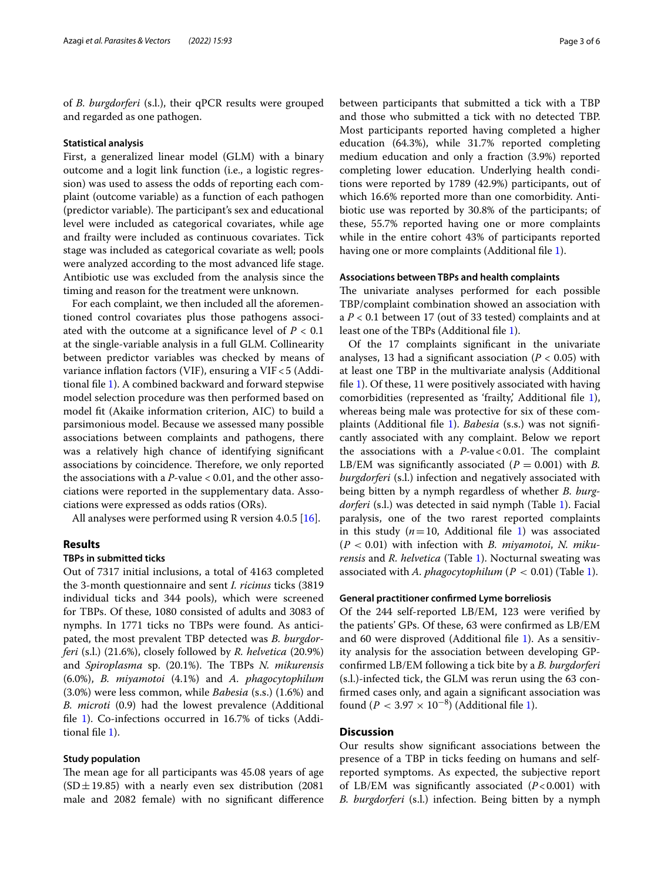of *B. burgdorferi* (s.l.), their qPCR results were grouped and regarded as one pathogen.

### Statistical analysis

First, a generalized linear model (GLM) with a binary outcome and a logit link function (i.e., a logistic regression) was used to assess the odds of reporting each complaint (outcome variable) as a function of each pathogen (predictor variable). The participant's sex and educational level were included as categorical covariates, while age and frailty were included as continuous covariates. Tick stage was included as categorical covariate as well; pools were analyzed according to the most advanced life stage. Antibiotic use was excluded from the analysis since the timing and reason for the treatment were unknown.

For each complaint, we then included all the aforementioned control covariates plus those pathogens associated with the outcome at a significance level of $P < 0.1$ at the single-variable analysis in a full GLM. Collinearity between predictor variables was checked by means of variance inflation factors (VIF), ensuring a VIF < 5 (Additional file 1). A combined backward and forward stepwise model selection procedure was then performed based on model fit (Akaike information criterion, AIC) to build a parsimonious model. Because we assessed many possible associations between complaints and pathogens, there was a relatively high chance of identifying significant associations by coincidence. Therefore, we only reported the associations with a $P$-value < 0.01, and the other associations were reported in the supplementary data. Associations were expressed as odds ratios (ORs).

All analyses were performed using R version 4.0.5 [16].

## Results

### TBPs in submitted ticks

Out of 7317 initial inclusions, a total of 4163 completed the 3-month questionnaire and sent *I. ricinus* ticks (3819 individual ticks and 344 pools), which were screened for TBPs. Of these, 1080 consisted of adults and 3083 of nymphs. In 1771 ticks no TBPs were found. As anticipated, the most prevalent TBP detected was *B. burgdorferi* (s.l.) (21.6%), closely followed by *R. helvetica* (20.9%) and *Spiroplasma* sp. (20.1%). The TBPs *N. mikurensis* (6.0%), *B. miyamotoi* (4.1%) and *A. phagocytophilum* (3.0%) were less common, while *Babesia* (s.s.) (1.6%) and *B. microti* (0.9) had the lowest prevalence (Additional file 1). Co-infections occurred in 16.7% of ticks (Additional file 1).

### Study population

The mean age for all participants was 45.08 years of age (SD ± 19.85) with a nearly even sex distribution (2081 male and 2082 female) with no significant difference between participants that submitted a tick with a TBP and those who submitted a tick with no detected TBP. Most participants reported having completed a higher education (64.3%), while 31.7% reported completing medium education and only a fraction (3.9%) reported completing lower education. Underlying health conditions were reported by 1789 (42.9%) participants, out of which 16.6% reported more than one comorbidity. Antibiotic use was reported by 30.8% of the participants; of these, 55.7% reported having one or more complaints while in the entire cohort 43% of participants reported having one or more complaints (Additional file 1).

### Associations between TBPs and health complaints

The univariate analyses performed for each possible TBP/complaint combination showed an association with a $P < 0.1$ between 17 (out of 33 tested) complaints and at least one of the TBPs (Additional file 1).

Of the 17 complaints significant in the univariate analyses, 13 had a significant association ($P < 0.05$) with at least one TBP in the multivariate analysis (Additional file 1). Of these, 11 were positively associated with having comorbidities (represented as 'frailty,' Additional file 1), whereas being male was protective for six of these complaints (Additional file 1). *Babesia* (s.s.) was not significantly associated with any complaint. Below we report the associations with a $P$-value < 0.01. The complaint LB/EM was significantly associated ($P = 0.001$) with *B. burgdorferi* (s.l.) infection and negatively associated with being bitten by a nymph regardless of whether *B. burgdorferi* (s.l.) was detected in said nymph (Table 1). Facial paralysis, one of the two rarest reported complaints in this study ($n = 10$, Additional file 1) was associated ($P < 0.01$) with infection with *B. miyamotoi*, *N. mikurensis* and *R. helvetica* (Table 1). Nocturnal sweating was associated with *A. phagocytophilum* ($P < 0.01$) (Table 1).

### General practitioner confirmed Lyme borreliosis

Of the 244 self-reported LB/EM, 123 were verified by the patients' GPs. Of these, 63 were confirmed as LB/EM and 60 were disproved (Additional file 1). As a sensitivity analysis for the association between developing GP-confirmed LB/EM following a tick bite by a *B. burgdorferi* (s.l.)-infected tick, the GLM was rerun using the 63 confirmed cases only, and again a significant association was found ($P < 3.97 \times 10^{-8}$) (Additional file 1).

## Discussion

Our results show significant associations between the presence of a TBP in ticks feeding on humans and self-reported symptoms. As expected, the subjective report of LB/EM was significantly associated ($P < 0.001$) with *B. burgdorferi* (s.l.) infection. Being bitten by a nymph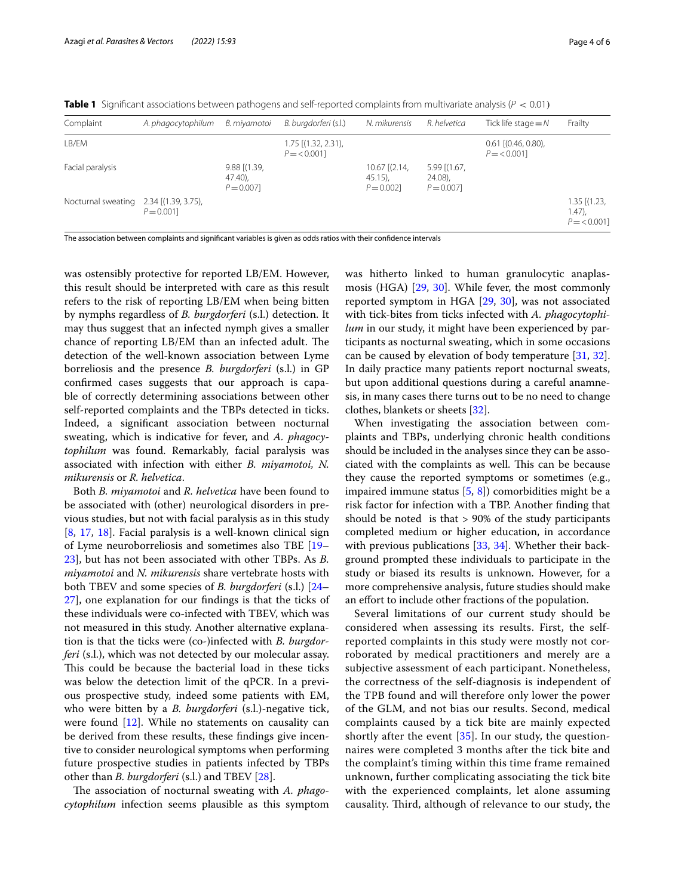**Table 1** Significant associations between pathogens and self-reported complaints from multivariate analysis ($P < 0.01$)

| Complaint | *A. phagocytophilum* | *B. miyamotoi* | *B. burgdorferi* (s.l.) | *N. mikurensis* | *R. helvetica* | Tick life stage = N | Frailty |
|---|---|---|---|---|---|---|---|
| LB/EM | | | 1.75 [(1.32, 2.31), $P = < 0.001$] | | | 0.61 [(0.46, 0.80), $P = < 0.001$] | |
| Facial paralysis | | 9.88 [(1.39, 47.40), $P = 0.007$] | | 10.67 [(2.14, 45.15), $P = 0.002$] | 5.99 [(1.67, 24.08), $P = 0.007$] | | |
| Nocturnal sweating | 2.34 [(1.39, 3.75), $P = 0.001$] | | | | | | 1.35 [(1.23, 1.47), $P = < 0.001$] |

The association between complaints and significant variables is given as odds ratios with their confidence intervals

was ostensibly protective for reported LB/EM. However, this result should be interpreted with care as this result refers to the risk of reporting LB/EM when being bitten by nymphs regardless of *B. burgdorferi* (s.l.) detection. It may thus suggest that an infected nymph gives a smaller chance of reporting LB/EM than an infected adult. The detection of the well-known association between Lyme borreliosis and the presence *B. burgdorferi* (s.l.) in GP confirmed cases suggests that our approach is capable of correctly determining associations between other self-reported complaints and the TBPs detected in ticks. Indeed, a significant association between nocturnal sweating, which is indicative for fever, and *A. phagocytophilum* was found. Remarkably, facial paralysis was associated with infection with either *B. miyamotoi, N. mikurensis* or *R. helvetica*.

Both *B. miyamotoi* and *R. helvetica* have been found to be associated with (other) neurological disorders in previous studies, but not with facial paralysis as in this study [8, 17, 18]. Facial paralysis is a well-known clinical sign of Lyme neuroborreliosis and sometimes also TBE [19–23], but has not been associated with other TBPs. As *B. miyamotoi* and *N. mikurensis* share vertebrate hosts with both TBEV and some species of *B. burgdorferi* (s.l.) [24–27], one explanation for our findings is that the ticks of these individuals were co-infected with TBEV, which was not measured in this study. Another alternative explanation is that the ticks were (co-)infected with *B. burgdorferi* (s.l.), which was not detected by our molecular assay. This could be because the bacterial load in these ticks was below the detection limit of the qPCR. In a previous prospective study, indeed some patients with EM, who were bitten by a *B. burgdorferi* (s.l.)-negative tick, were found [12]. While no statements on causality can be derived from these results, these findings give incentive to consider neurological symptoms when performing future prospective studies in patients infected by TBPs other than *B. burgdorferi* (s.l.) and TBEV [28].

The association of nocturnal sweating with *A. phagocytophilum* infection seems plausible as this symptom was hitherto linked to human granulocytic anaplasmosis (HGA) [29, 30]. While fever, the most commonly reported symptom in HGA [29, 30], was not associated with tick-bites from ticks infected with *A. phagocytophilum* in our study, it might have been experienced by participants as nocturnal sweating, which in some occasions can be caused by elevation of body temperature [31, 32]. In daily practice many patients report nocturnal sweats, but upon additional questions during a careful anamnesis, in many cases there turns out to be no need to change clothes, blankets or sheets [32].

When investigating the association between complaints and TBPs, underlying chronic health conditions should be included in the analyses since they can be associated with the complaints as well. This can be because they cause the reported symptoms or sometimes (e.g., impaired immune status [5, 8]) comorbidities might be a risk factor for infection with a TBP. Another finding that should be noted is that > 90% of the study participants completed medium or higher education, in accordance with previous publications [33, 34]. Whether their background prompted these individuals to participate in the study or biased its results is unknown. However, for a more comprehensive analysis, future studies should make an effort to include other fractions of the population.

Several limitations of our current study should be considered when assessing its results. First, the self-reported complaints in this study were mostly not corroborated by medical practitioners and merely are a subjective assessment of each participant. Nonetheless, the correctness of the self-diagnosis is independent of the TPB found and will therefore only lower the power of the GLM, and not bias our results. Second, medical complaints caused by a tick bite are mainly expected shortly after the event [35]. In our study, the questionnaires were completed 3 months after the tick bite and the complaint's timing within this time frame remained unknown, further complicating associating the tick bite with the experienced complaints, let alone assuming causality. Third, although of relevance to our study, the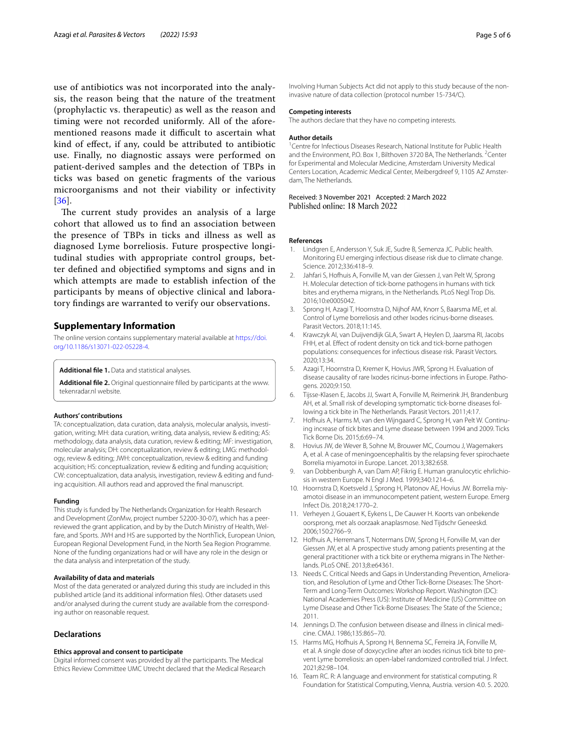use of antibiotics was not incorporated into the analysis, the reason being that the nature of the treatment (prophylactic vs. therapeutic) as well as the reason and timing were not recorded uniformly. All of the aforementioned reasons made it difficult to ascertain what kind of effect, if any, could be attributed to antibiotic use. Finally, no diagnostic assays were performed on patient-derived samples and the detection of TBPs in ticks was based on genetic fragments of the various microorganisms and not their viability or infectivity [36].

The current study provides an analysis of a large cohort that allowed us to find an association between the presence of TBPs in ticks and illness as well as diagnosed Lyme borreliosis. Future prospective longitudinal studies with appropriate control groups, better defined and objectified symptoms and signs and in which attempts are made to establish infection of the participants by means of objective clinical and laboratory findings are warranted to verify our observations.

## Supplementary Information

The online version contains supplementary material available at https://doi.org/10.1186/s13071-022-05228-4.

**Additional file 1.** Data and statistical analyses.

**Additional file 2.** Original questionnaire filled by participants at the www.tekenradar.nl website.

#### Authors' contributions

TA: conceptualization, data curation, data analysis, molecular analysis, investigation, writing; MH: data curation, writing, data analysis, review & editing; AS: methodology, data analysis, data curation, review & editing; MF: investigation, molecular analysis; DH: conceptualization, review & editing; LMG: methodology, review & editing; JWH: conceptualization, review & editing and funding acquisition; HS: conceptualization, review & editing and funding acquisition; CW: conceptualization, data analysis, investigation, review & editing and funding acquisition. All authors read and approved the final manuscript.

#### Funding

This study is funded by The Netherlands Organization for Health Research and Development (ZonMw, project number 52200-30-07), which has a peer-reviewed the grant application, and by by the Dutch Ministry of Health, Welfare, and Sports. JWH and HS are supported by the NorthTick, European Union, European Regional Development Fund, in the North Sea Region Programme. None of the funding organizations had or will have any role in the design or the data analysis and interpretation of the study.

#### Availability of data and materials

Most of the data generated or analyzed during this study are included in this published article (and its additional information files). Other datasets used and/or analysed during the current study are available from the corresponding author on reasonable request.

### Declarations

#### Ethics approval and consent to participate

Digital informed consent was provided by all the participants. The Medical Ethics Review Committee UMC Utrecht declared that the Medical Research Involving Human Subjects Act did not apply to this study because of the non-invasive nature of data collection (protocol number 15-734/C).

#### Competing interests

The authors declare that they have no competing interests.

#### Author details

[1] Centre for Infectious Diseases Research, National Institute for Public Health and the Environment, P.O. Box 1, Bilthoven 3720 BA, The Netherlands. [2] Center for Experimental and Molecular Medicine, Amsterdam University Medical Centers Location, Academic Medical Center, Meibergdreef 9, 1105 AZ Amsterdam, The Netherlands.

Received: 3 November 2021 Accepted: 2 March 2022
Published online: 18 March 2022

#### References

1. Lindgren E, Andersson Y, Suk JE, Sudre B, Semenza JC. Public health. Monitoring EU emerging infectious disease risk due to climate change. Science. 2012;336:418–9.
2. Jahfari S, Hofhuis A, Fonville M, van der Giessen J, van Pelt W, Sprong H. Molecular detection of tick-borne pathogens in humans with tick bites and erythema migrans, in the Netherlands. PLoS Negl Trop Dis. 2016;10:e0005042.
3. Sprong H, Azagi T, Hoornstra D, Nijhof AM, Knorr S, Baarsma ME, et al. Control of Lyme borreliosis and other Ixodes ricinus-borne diseases. Parasit Vectors. 2018;11:145.
4. Krawczyk AI, van Duijvendijk GLA, Swart A, Heylen D, Jaarsma RI, Jacobs FHH, et al. Effect of rodent density on tick and tick-borne pathogen populations: consequences for infectious disease risk. Parasit Vectors. 2020;13:34.
5. Azagi T, Hoornstra D, Kremer K, Hovius JWR, Sprong H. Evaluation of disease causality of rare Ixodes ricinus-borne infections in Europe. Pathogens. 2020;9:150.
6. Tijsse-Klasen E, Jacobs JJ, Swart A, Fonville M, Reimerink JH, Brandenburg AH, et al. Small risk of developing symptomatic tick-borne diseases following a tick bite in The Netherlands. Parasit Vectors. 2011;4:17.
7. Hofhuis A, Harms M, van den Wijngaard C, Sprong H, van Pelt W. Continuing increase of tick bites and Lyme disease between 1994 and 2009. Ticks Tick Borne Dis. 2015;6:69–74.
8. Hovius JW, de Wever B, Sohne M, Brouwer MC, Coumou J, Wagemakers A, et al. A case of meningoencephalitis by the relapsing fever spirochaete Borrelia miyamotoi in Europe. Lancet. 2013;382:658.
9. van Dobbenburgh A, van Dam AP, Fikrig E. Human granulocytic ehrlichiosis in western Europe. N Engl J Med. 1999;340:1214–6.
10. Hoornstra D, Koetsveld J, Sprong H, Platonov AE, Hovius JW. Borrelia miyamotoi disease in an immunocompetent patient, western Europe. Emerg Infect Dis. 2018;24:1770–2.
11. Verheyen J, Gouaert K, Eykens L, De Cauwer H. Koorts van onbekende oorsprong, met als oorzaak anaplasmose. Ned Tijdschr Geneeskd. 2006;150:2766–9.
12. Hofhuis A, Herremans T, Notermans DW, Sprong H, Fonville M, van der Giessen JW, et al. A prospective study among patients presenting at the general practitioner with a tick bite or erythema migrans in The Netherlands. PLoS ONE. 2013;8:e64361.
13. Needs C. Critical Needs and Gaps in Understanding Prevention, Amelioration, and Resolution of Lyme and Other Tick-Borne Diseases: The Short-Term and Long-Term Outcomes: Workshop Report. Washington (DC): National Academies Press (US): Institute of Medicine (US) Committee on Lyme Disease and Other Tick-Borne Diseases: The State of the Science.; 2011.
14. Jennings D. The confusion between disease and illness in clinical medicine. CMAJ. 1986;135:865–70.
15. Harms MG, Hofhuis A, Sprong H, Bennema SC, Ferreira JA, Fonville M, et al. A single dose of doxycycline after an ixodes ricinus tick bite to prevent Lyme borreliosis: an open-label randomized controlled trial. J Infect. 2021;82:98–104.
16. Team RC. R: A language and environment for statistical computing. R Foundation for Statistical Computing, Vienna, Austria. version 4.0. 5. 2020.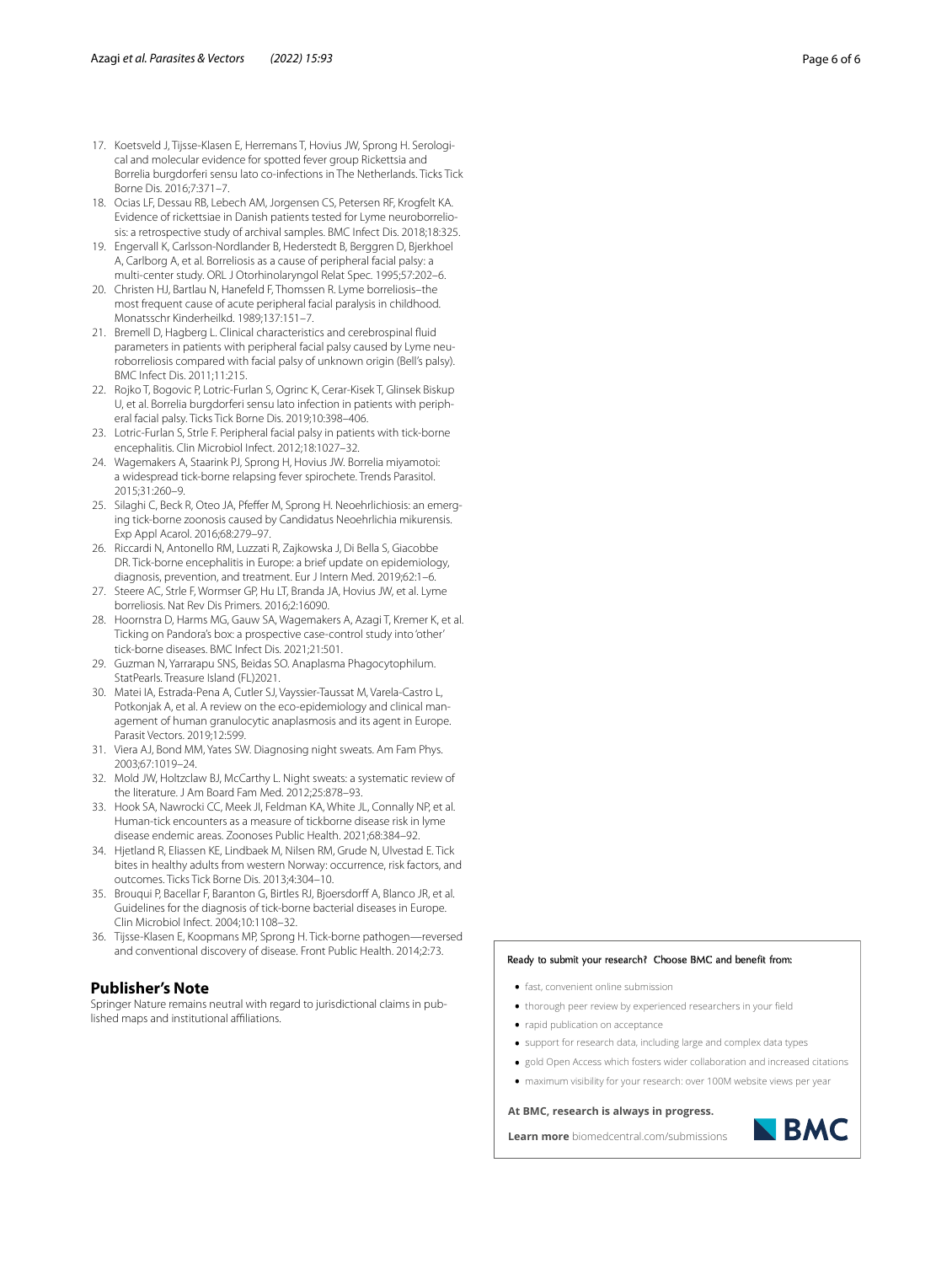17. Koetsveld J, Tijsse-Klasen E, Herremans T, Hovius JW, Sprong H. Serological and molecular evidence for spotted fever group Rickettsia and Borrelia burgdorferi sensu lato co-infections in The Netherlands. Ticks Tick Borne Dis. 2016;7:371–7.
18. Ocias LF, Dessau RB, Lebech AM, Jorgensen CS, Petersen RF, Krogfelt KA. Evidence of rickettsiae in Danish patients tested for Lyme neuroborreliosis: a retrospective study of archival samples. BMC Infect Dis. 2018;18:325.
19. Engervall K, Carlsson-Nordlander B, Hederstedt B, Berggren D, Bjerkhoel A, Carlborg A, et al. Borreliosis as a cause of peripheral facial palsy: a multi-center study. ORL J Otorhinolaryngol Relat Spec. 1995;57:202–6.
20. Christen HJ, Bartlau N, Hanefeld F, Thomssen R. Lyme borreliosis–the most frequent cause of acute peripheral facial paralysis in childhood. Monatsschr Kinderheilkd. 1989;137:151–7.
21. Bremell D, Hagberg L. Clinical characteristics and cerebrospinal fluid parameters in patients with peripheral facial palsy caused by Lyme neuroborreliosis compared with facial palsy of unknown origin (Bell's palsy). BMC Infect Dis. 2011;11:215.
22. Rojko T, Bogovic P, Lotric-Furlan S, Ogrinc K, Cerar-Kisek T, Glinsek Biskup U, et al. Borrelia burgdorferi sensu lato infection in patients with peripheral facial palsy. Ticks Tick Borne Dis. 2019;10:398–406.
23. Lotric-Furlan S, Strle F. Peripheral facial palsy in patients with tick-borne encephalitis. Clin Microbiol Infect. 2012;18:1027–32.
24. Wagemakers A, Staarink PJ, Sprong H, Hovius JW. Borrelia miyamotoi: a widespread tick-borne relapsing fever spirochete. Trends Parasitol. 2015;31:260–9.
25. Silaghi C, Beck R, Oteo JA, Pfeffer M, Sprong H. Neoehrlichiosis: an emerging tick-borne zoonosis caused by Candidatus Neoehrlichia mikurensis. Exp Appl Acarol. 2016;68:279–97.
26. Riccardi N, Antonello RM, Luzzati R, Zajkowska J, Di Bella S, Giacobbe DR. Tick-borne encephalitis in Europe: a brief update on epidemiology, diagnosis, prevention, and treatment. Eur J Intern Med. 2019;62:1–6.
27. Steere AC, Strle F, Wormser GP, Hu LT, Branda JA, Hovius JW, et al. Lyme borreliosis. Nat Rev Dis Primers. 2016;2:16090.
28. Hoornstra D, Harms MG, Gauw SA, Wagemakers A, Azagi T, Kremer K, et al. Ticking on Pandora's box: a prospective case-control study into 'other' tick-borne diseases. BMC Infect Dis. 2021;21:501.
29. Guzman N, Yarrarapu SNS, Beidas SO. Anaplasma Phagocytophilum. StatPearls. Treasure Island (FL)2021.
30. Matei IA, Estrada-Pena A, Cutler SJ, Vayssier-Taussat M, Varela-Castro L, Potkonjak A, et al. A review on the eco-epidemiology and clinical management of human granulocytic anaplasmosis and its agent in Europe. Parasit Vectors. 2019;12:599.
31. Viera AJ, Bond MM, Yates SW. Diagnosing night sweats. Am Fam Phys. 2003;67:1019–24.
32. Mold JW, Holtzclaw BJ, McCarthy L. Night sweats: a systematic review of the literature. J Am Board Fam Med. 2012;25:878–93.
33. Hook SA, Nawrocki CC, Meek JI, Feldman KA, White JL, Connally NP, et al. Human-tick encounters as a measure of tickborne disease risk in lyme disease endemic areas. Zoonoses Public Health. 2021;68:384–92.
34. Hjetland R, Eliassen KE, Lindbaek M, Nilsen RM, Grude N, Ulvestad E. Tick bites in healthy adults from western Norway: occurrence, risk factors, and outcomes. Ticks Tick Borne Dis. 2013;4:304–10.
35. Brouqui P, Bacellar F, Baranton G, Birtles RJ, Bjoersdorff A, Blanco JR, et al. Guidelines for the diagnosis of tick-borne bacterial diseases in Europe. Clin Microbiol Infect. 2004;10:1108–32.
36. Tijsse-Klasen E, Koopmans MP, Sprong H. Tick-borne pathogen—reversed and conventional discovery of disease. Front Public Health. 2014;2:73.

## Publisher's Note

Springer Nature remains neutral with regard to jurisdictional claims in published maps and institutional affiliations.

Ready to submit your research? Choose BMC and benefit from:

- fast, convenient online submission
- thorough peer review by experienced researchers in your field
- rapid publication on acceptance
- support for research data, including large and complex data types
- gold Open Access which fosters wider collaboration and increased citations
- maximum visibility for your research: over 100M website views per year

**At BMC, research is always in progress.**

**Learn more** biomedcentral.com/submissions

BMC